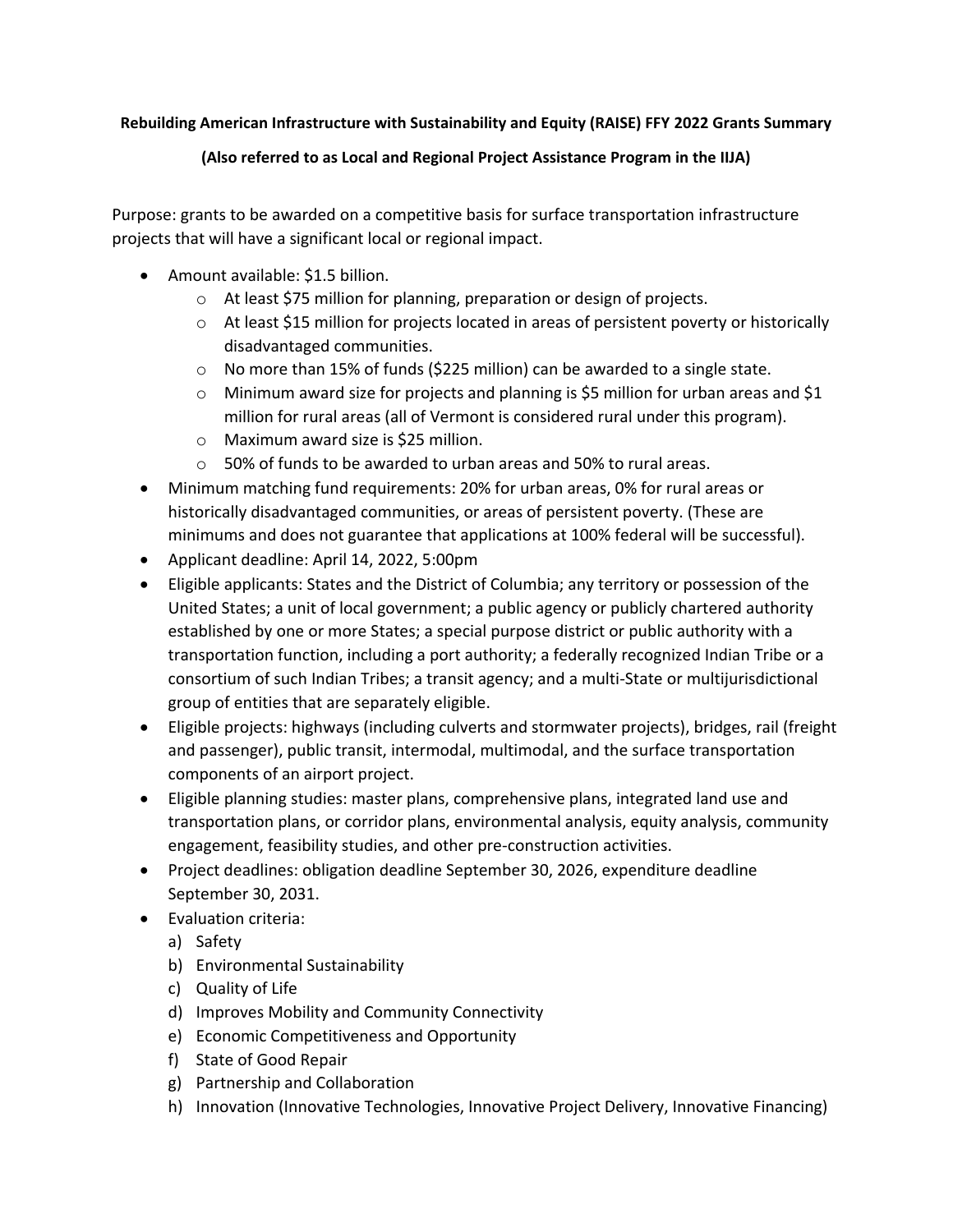**Rebuilding American Infrastructure with Sustainability and Equity (RAISE) FFY 2022 Grants Summary**

**(Also referred to as Local and Regional Project Assistance Program in the IIJA)**

Purpose: grants to be awarded on a competitive basis for surface transportation infrastructure projects that will have a significant local or regional impact.

- Amount available: $1.5 billion.
  - At least $75 million for planning, preparation or design of projects.
  - At least $15 million for projects located in areas of persistent poverty or historically disadvantaged communities.
  - No more than 15% of funds ($225 million) can be awarded to a single state.
  - Minimum award size for projects and planning is $5 million for urban areas and $1 million for rural areas (all of Vermont is considered rural under this program).
  - Maximum award size is $25 million.
  - 50% of funds to be awarded to urban areas and 50% to rural areas.
- Minimum matching fund requirements: 20% for urban areas, 0% for rural areas or historically disadvantaged communities, or areas of persistent poverty. (These are minimums and does not guarantee that applications at 100% federal will be successful).
- Applicant deadline: April 14, 2022, 5:00pm
- Eligible applicants: States and the District of Columbia; any territory or possession of the United States; a unit of local government; a public agency or publicly chartered authority established by one or more States; a special purpose district or public authority with a transportation function, including a port authority; a federally recognized Indian Tribe or a consortium of such Indian Tribes; a transit agency; and a multi-State or multijurisdictional group of entities that are separately eligible.
- Eligible projects: highways (including culverts and stormwater projects), bridges, rail (freight and passenger), public transit, intermodal, multimodal, and the surface transportation components of an airport project.
- Eligible planning studies: master plans, comprehensive plans, integrated land use and transportation plans, or corridor plans, environmental analysis, equity analysis, community engagement, feasibility studies, and other pre-construction activities.
- Project deadlines: obligation deadline September 30, 2026, expenditure deadline September 30, 2031.
- Evaluation criteria:
  a) Safety
  b) Environmental Sustainability
  c) Quality of Life
  d) Improves Mobility and Community Connectivity
  e) Economic Competitiveness and Opportunity
  f) State of Good Repair
  g) Partnership and Collaboration
  h) Innovation (Innovative Technologies, Innovative Project Delivery, Innovative Financing)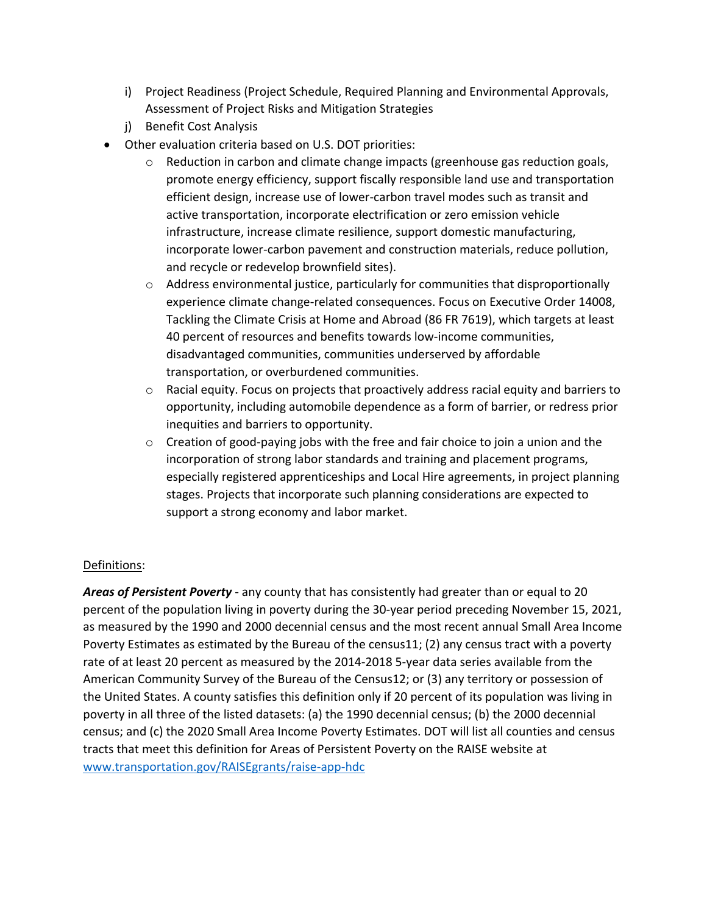i) Project Readiness (Project Schedule, Required Planning and Environmental Approvals, Assessment of Project Risks and Mitigation Strategies
j) Benefit Cost Analysis

- Other evaluation criteria based on U.S. DOT priorities:
    - Reduction in carbon and climate change impacts (greenhouse gas reduction goals, promote energy efficiency, support fiscally responsible land use and transportation efficient design, increase use of lower-carbon travel modes such as transit and active transportation, incorporate electrification or zero emission vehicle infrastructure, increase climate resilience, support domestic manufacturing, incorporate lower-carbon pavement and construction materials, reduce pollution, and recycle or redevelop brownfield sites).
    - Address environmental justice, particularly for communities that disproportionally experience climate change-related consequences. Focus on Executive Order 14008, Tackling the Climate Crisis at Home and Abroad (86 FR 7619), which targets at least 40 percent of resources and benefits towards low-income communities, disadvantaged communities, communities underserved by affordable transportation, or overburdened communities.
    - Racial equity. Focus on projects that proactively address racial equity and barriers to opportunity, including automobile dependence as a form of barrier, or redress prior inequities and barriers to opportunity.
    - Creation of good-paying jobs with the free and fair choice to join a union and the incorporation of strong labor standards and training and placement programs, especially registered apprenticeships and Local Hire agreements, in project planning stages. Projects that incorporate such planning considerations are expected to support a strong economy and labor market.

<u>Definitions</u>:

***Areas of Persistent Poverty*** - any county that has consistently had greater than or equal to 20 percent of the population living in poverty during the 30-year period preceding November 15, 2021, as measured by the 1990 and 2000 decennial census and the most recent annual Small Area Income Poverty Estimates as estimated by the Bureau of the census[11]; (2) any census tract with a poverty rate of at least 20 percent as measured by the 2014-2018 5-year data series available from the American Community Survey of the Bureau of the Census[12]; or (3) any territory or possession of the United States. A county satisfies this definition only if 20 percent of its population was living in poverty in all three of the listed datasets: (a) the 1990 decennial census; (b) the 2000 decennial census; and (c) the 2020 Small Area Income Poverty Estimates. DOT will list all counties and census tracts that meet this definition for Areas of Persistent Poverty on the RAISE website at [www.transportation.gov/RAISEgrants/raise-app-hdc](www.transportation.gov/RAISEgrants/raise-app-hdc)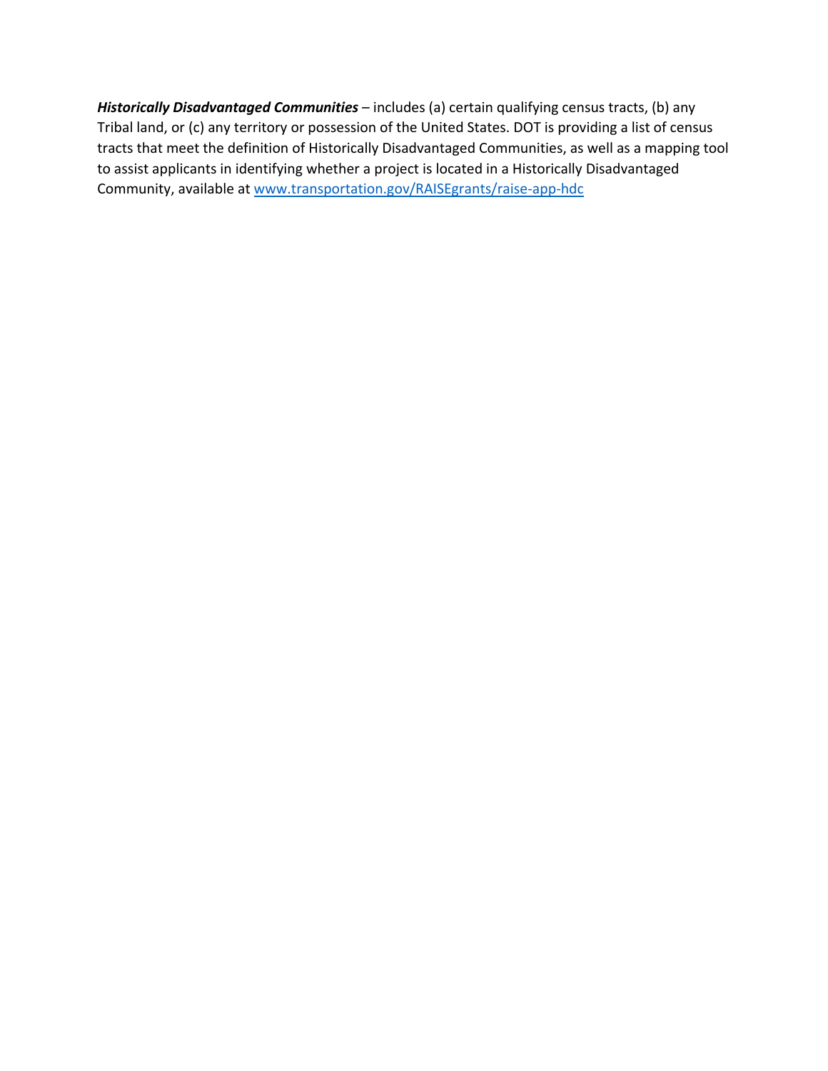***Historically Disadvantaged Communities*** – includes (a) certain qualifying census tracts, (b) any Tribal land, or (c) any territory or possession of the United States. DOT is providing a list of census tracts that meet the definition of Historically Disadvantaged Communities, as well as a mapping tool to assist applicants in identifying whether a project is located in a Historically Disadvantaged Community, available at [www.transportation.gov/RAISEgrants/raise-app-hdc](http://www.transportation.gov/RAISEgrants/raise-app-hdc)